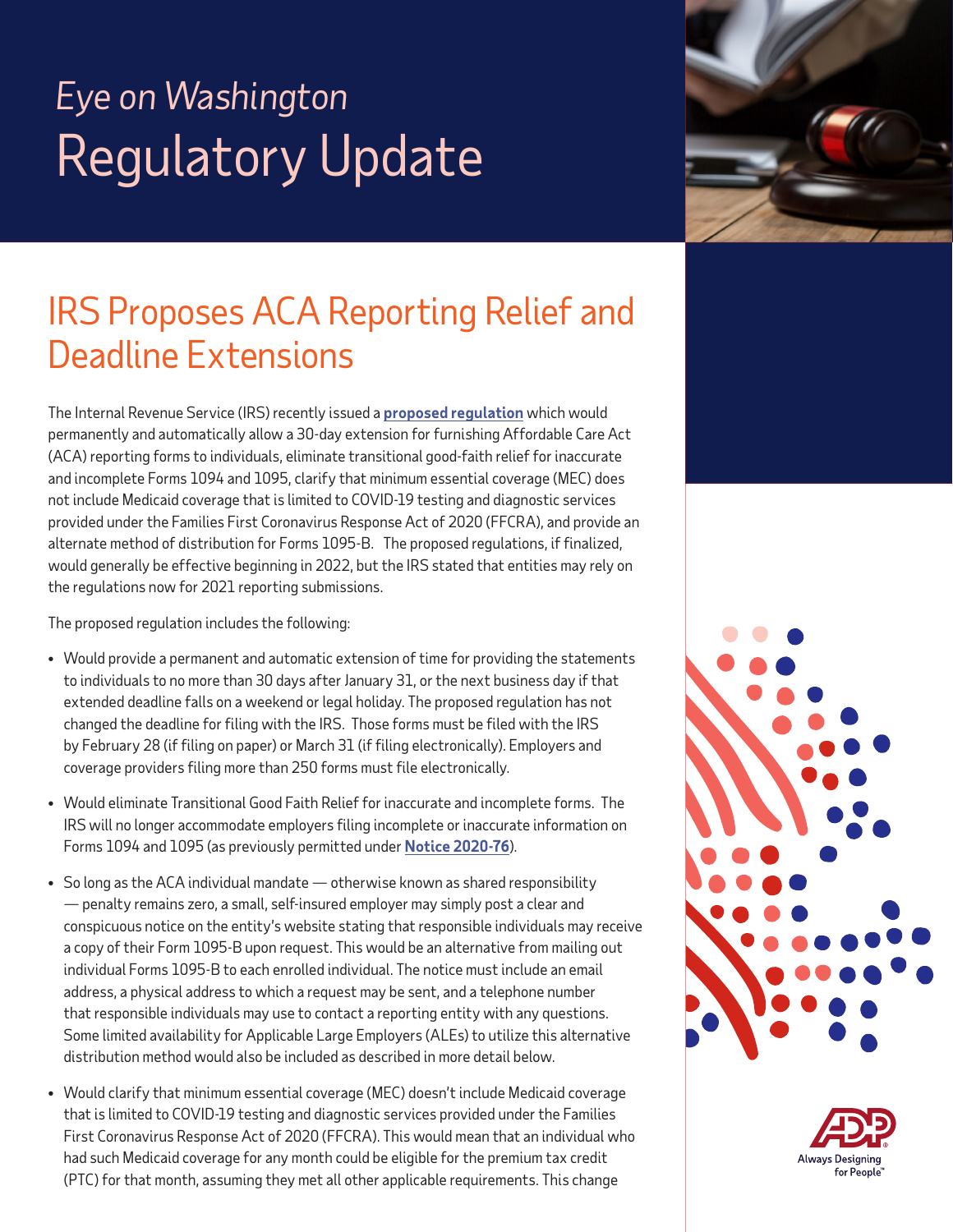*Eye on Washington*

# Regulatory Update

## IRS Proposes ACA Reporting Relief and Deadline Extensions

The Internal Revenue Service (IRS) recently issued a **proposed regulation** which would permanently and automatically allow a 30-day extension for furnishing Affordable Care Act (ACA) reporting forms to individuals, eliminate transitional good-faith relief for inaccurate and incomplete Forms 1094 and 1095, clarify that minimum essential coverage (MEC) does not include Medicaid coverage that is limited to COVID-19 testing and diagnostic services provided under the Families First Coronavirus Response Act of 2020 (FFCRA), and provide an alternate method of distribution for Forms 1095-B. The proposed regulations, if finalized, would generally be effective beginning in 2022, but the IRS stated that entities may rely on the regulations now for 2021 reporting submissions.

The proposed regulation includes the following:

- Would provide a permanent and automatic extension of time for providing the statements to individuals to no more than 30 days after January 31, or the next business day if that extended deadline falls on a weekend or legal holiday. The proposed regulation has not changed the deadline for filing with the IRS. Those forms must be filed with the IRS by February 28 (if filing on paper) or March 31 (if filing electronically). Employers and coverage providers filing more than 250 forms must file electronically.
- Would eliminate Transitional Good Faith Relief for inaccurate and incomplete forms. The IRS will no longer accommodate employers filing incomplete or inaccurate information on Forms 1094 and 1095 (as previously permitted under **Notice 2020-76**).
- So long as the ACA individual mandate — otherwise known as shared responsibility — penalty remains zero, a small, self-insured employer may simply post a clear and conspicuous notice on the entity's website stating that responsible individuals may receive a copy of their Form 1095-B upon request. This would be an alternative from mailing out individual Forms 1095-B to each enrolled individual. The notice must include an email address, a physical address to which a request may be sent, and a telephone number that responsible individuals may use to contact a reporting entity with any questions. Some limited availability for Applicable Large Employers (ALEs) to utilize this alternative distribution method would also be included as described in more detail below.
- Would clarify that minimum essential coverage (MEC) doesn't include Medicaid coverage that is limited to COVID-19 testing and diagnostic services provided under the Families First Coronavirus Response Act of 2020 (FFCRA). This would mean that an individual who had such Medicaid coverage for any month could be eligible for the premium tax credit (PTC) for that month, assuming they met all other applicable requirements. This change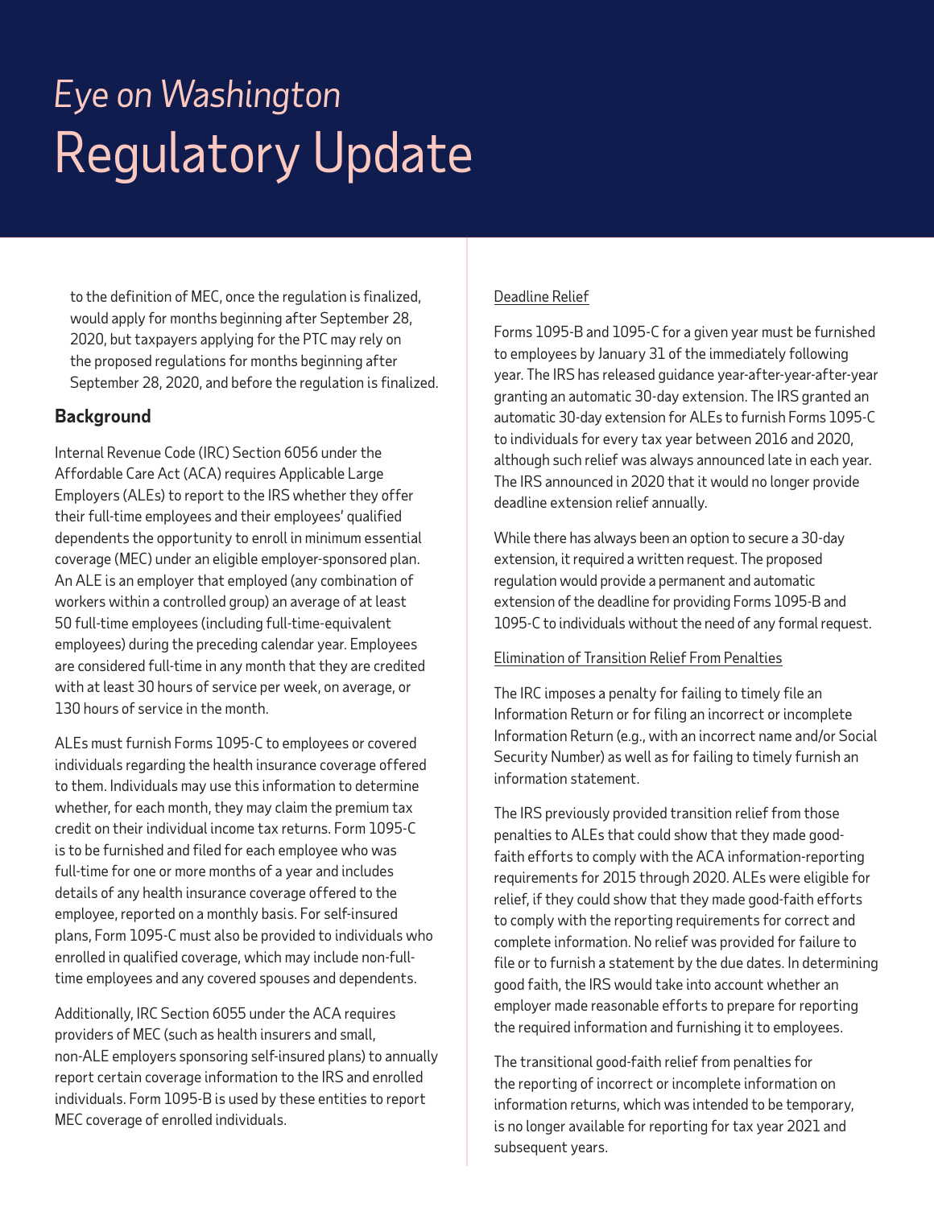to the definition of MEC, once the regulation is finalized, would apply for months beginning after September 28, 2020, but taxpayers applying for the PTC may rely on the proposed regulations for months beginning after September 28, 2020, and before the regulation is finalized.

### Background

Internal Revenue Code (IRC) Section 6056 under the Affordable Care Act (ACA) requires Applicable Large Employers (ALEs) to report to the IRS whether they offer their full-time employees and their employees' qualified dependents the opportunity to enroll in minimum essential coverage (MEC) under an eligible employer-sponsored plan. An ALE is an employer that employed (any combination of workers within a controlled group) an average of at least 50 full-time employees (including full-time-equivalent employees) during the preceding calendar year. Employees are considered full-time in any month that they are credited with at least 30 hours of service per week, on average, or 130 hours of service in the month.

ALEs must furnish Forms 1095-C to employees or covered individuals regarding the health insurance coverage offered to them. Individuals may use this information to determine whether, for each month, they may claim the premium tax credit on their individual income tax returns. Form 1095-C is to be furnished and filed for each employee who was full-time for one or more months of a year and includes details of any health insurance coverage offered to the employee, reported on a monthly basis. For self-insured plans, Form 1095-C must also be provided to individuals who enrolled in qualified coverage, which may include non-full-time employees and any covered spouses and dependents.

Additionally, IRC Section 6055 under the ACA requires providers of MEC (such as health insurers and small, non-ALE employers sponsoring self-insured plans) to annually report certain coverage information to the IRS and enrolled individuals. Form 1095-B is used by these entities to report MEC coverage of enrolled individuals.

<u>Deadline Relief</u>

Forms 1095-B and 1095-C for a given year must be furnished to employees by January 31 of the immediately following year. The IRS has released guidance year-after-year-after-year granting an automatic 30-day extension. The IRS granted an automatic 30-day extension for ALEs to furnish Forms 1095-C to individuals for every tax year between 2016 and 2020, although such relief was always announced late in each year. The IRS announced in 2020 that it would no longer provide deadline extension relief annually.

While there has always been an option to secure a 30-day extension, it required a written request. The proposed regulation would provide a permanent and automatic extension of the deadline for providing Forms 1095-B and 1095-C to individuals without the need of any formal request.

<u>Elimination of Transition Relief From Penalties</u>

The IRC imposes a penalty for failing to timely file an Information Return or for filing an incorrect or incomplete Information Return (e.g., with an incorrect name and/or Social Security Number) as well as for failing to timely furnish an information statement.

The IRS previously provided transition relief from those penalties to ALEs that could show that they made good-faith efforts to comply with the ACA information-reporting requirements for 2015 through 2020. ALEs were eligible for relief, if they could show that they made good-faith efforts to comply with the reporting requirements for correct and complete information. No relief was provided for failure to file or to furnish a statement by the due dates. In determining good faith, the IRS would take into account whether an employer made reasonable efforts to prepare for reporting the required information and furnishing it to employees.

The transitional good-faith relief from penalties for the reporting of incorrect or incomplete information on information returns, which was intended to be temporary, is no longer available for reporting for tax year 2021 and subsequent years.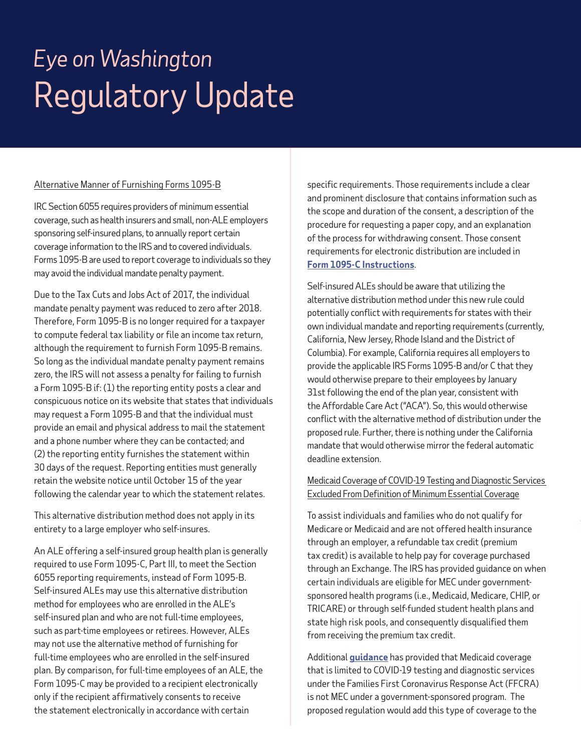# *Eye on Washington*
# Regulatory Update

<u>Alternative Manner of Furnishing Forms 1095-B</u>

IRC Section 6055 requires providers of minimum essential coverage, such as health insurers and small, non-ALE employers sponsoring self-insured plans, to annually report certain coverage information to the IRS and to covered individuals. Forms 1095-B are used to report coverage to individuals so they may avoid the individual mandate penalty payment.

Due to the Tax Cuts and Jobs Act of 2017, the individual mandate penalty payment was reduced to zero after 2018. Therefore, Form 1095-B is no longer required for a taxpayer to compute federal tax liability or file an income tax return, although the requirement to furnish Form 1095-B remains. So long as the individual mandate penalty payment remains zero, the IRS will not assess a penalty for failing to furnish a Form 1095-B if: (1) the reporting entity posts a clear and conspicuous notice on its website that states that individuals may request a Form 1095-B and that the individual must provide an email and physical address to mail the statement and a phone number where they can be contacted; and (2) the reporting entity furnishes the statement within 30 days of the request. Reporting entities must generally retain the website notice until October 15 of the year following the calendar year to which the statement relates.

This alternative distribution method does not apply in its entirety to a large employer who self-insures.

An ALE offering a self-insured group health plan is generally required to use Form 1095-C, Part III, to meet the Section 6055 reporting requirements, instead of Form 1095-B. Self-insured ALEs may use this alternative distribution method for employees who are enrolled in the ALE's self-insured plan and who are not full-time employees, such as part-time employees or retirees. However, ALEs may not use the alternative method of furnishing for full-time employees who are enrolled in the self-insured plan. By comparison, for full-time employees of an ALE, the Form 1095-C may be provided to a recipient electronically only if the recipient affirmatively consents to receive the statement electronically in accordance with certain specific requirements. Those requirements include a clear and prominent disclosure that contains information such as the scope and duration of the consent, a description of the procedure for requesting a paper copy, and an explanation of the process for withdrawing consent. Those consent requirements for electronic distribution are included in **Form 1095-C Instructions**.

Self-insured ALEs should be aware that utilizing the alternative distribution method under this new rule could potentially conflict with requirements for states with their own individual mandate and reporting requirements (currently, California, New Jersey, Rhode Island and the District of Columbia). For example, California requires all employers to provide the applicable IRS Forms 1095-B and/or C that they would otherwise prepare to their employees by January 31st following the end of the plan year, consistent with the Affordable Care Act ("ACA"). So, this would otherwise conflict with the alternative method of distribution under the proposed rule. Further, there is nothing under the California mandate that would otherwise mirror the federal automatic deadline extension.

<u>Medicaid Coverage of COVID-19 Testing and Diagnostic Services Excluded From Definition of Minimum Essential Coverage</u>

To assist individuals and families who do not qualify for Medicare or Medicaid and are not offered health insurance through an employer, a refundable tax credit (premium tax credit) is available to help pay for coverage purchased through an Exchange. The IRS has provided guidance on when certain individuals are eligible for MEC under government-sponsored health programs (i.e., Medicaid, Medicare, CHIP, or TRICARE) or through self-funded student health plans and state high risk pools, and consequently disqualified them from receiving the premium tax credit.

Additional **guidance** has provided that Medicaid coverage that is limited to COVID-19 testing and diagnostic services under the Families First Coronavirus Response Act (FFCRA) is not MEC under a government-sponsored program. The proposed regulation would add this type of coverage to the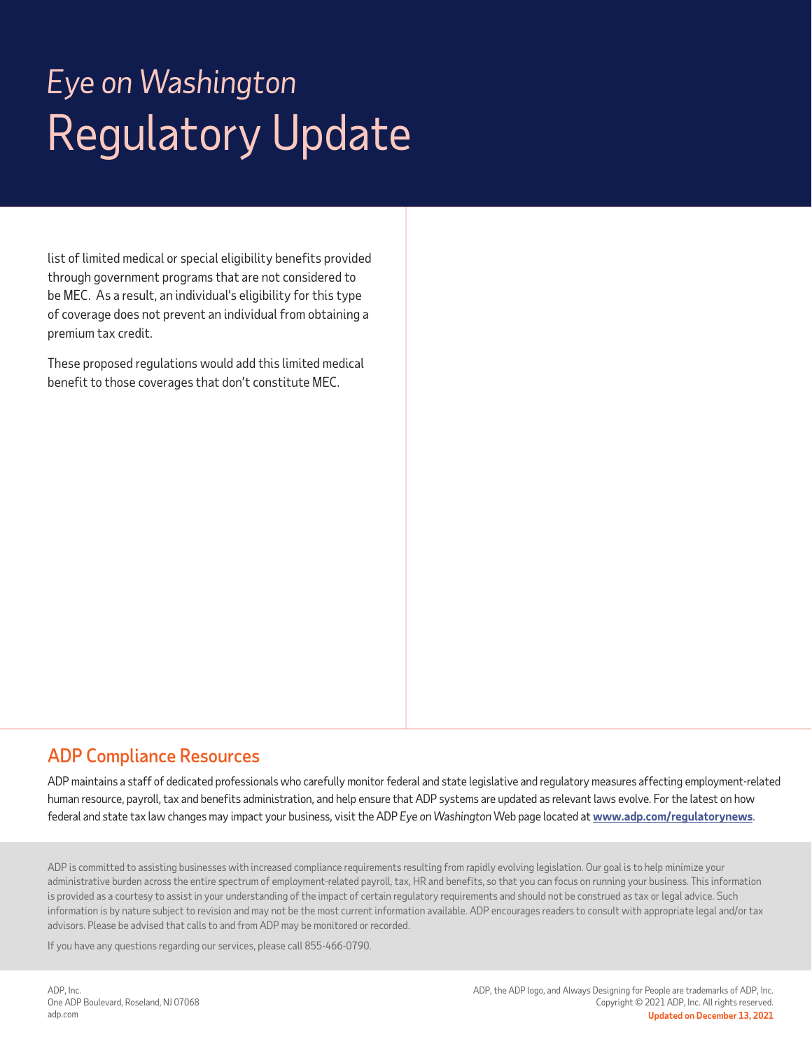list of limited medical or special eligibility benefits provided through government programs that are not considered to be MEC. As a result, an individual's eligibility for this type of coverage does not prevent an individual from obtaining a premium tax credit.

These proposed regulations would add this limited medical benefit to those coverages that don't constitute MEC.

## ADP Compliance Resources

ADP maintains a staff of dedicated professionals who carefully monitor federal and state legislative and regulatory measures affecting employment-related human resource, payroll, tax and benefits administration, and help ensure that ADP systems are updated as relevant laws evolve. For the latest on how federal and state tax law changes may impact your business, visit the ADP *Eye on Washington* Web page located at **www.adp.com/regulatorynews**.

ADP is committed to assisting businesses with increased compliance requirements resulting from rapidly evolving legislation. Our goal is to help minimize your administrative burden across the entire spectrum of employment-related payroll, tax, HR and benefits, so that you can focus on running your business. This information is provided as a courtesy to assist in your understanding of the impact of certain regulatory requirements and should not be construed as tax or legal advice. Such information is by nature subject to revision and may not be the most current information available. ADP encourages readers to consult with appropriate legal and/or tax advisors. Please be advised that calls to and from ADP may be monitored or recorded.

If you have any questions regarding our services, please call 855-466-0790.

ADP, Inc.
One ADP Boulevard, Roseland, NJ 07068
adp.com

ADP, the ADP logo, and Always Designing for People are trademarks of ADP, Inc.
Copyright © 2021 ADP, Inc. All rights reserved.
**Updated on December 13, 2021**